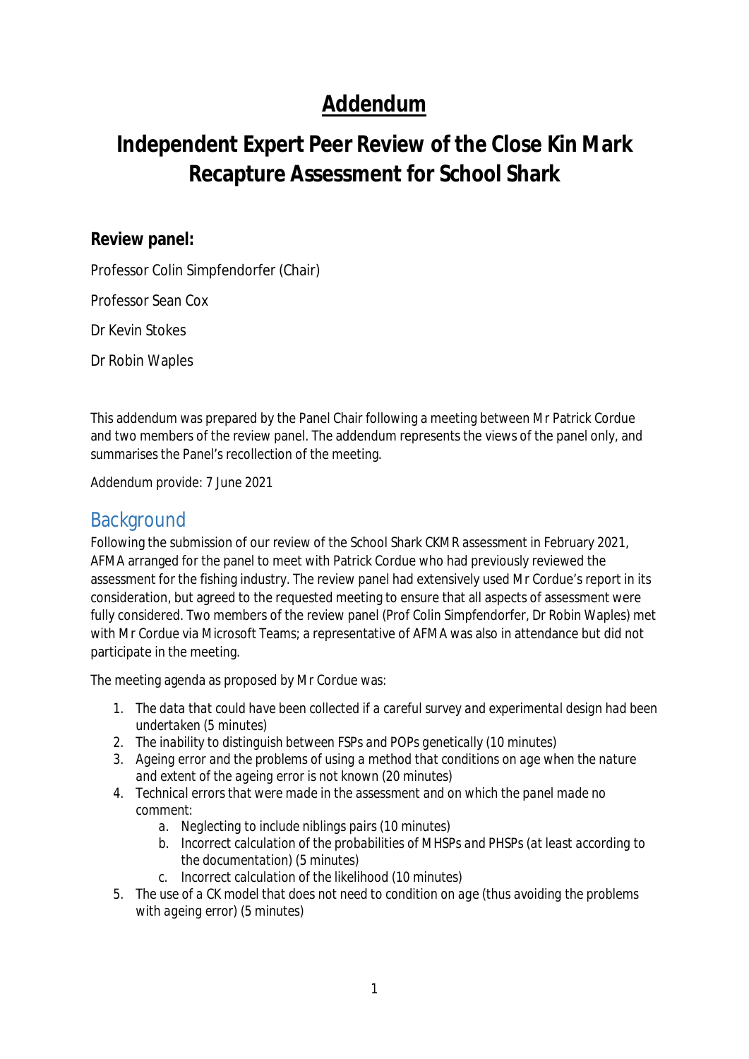# Addendum

# Independent Expert Peer Review of the Close Kin Mark Recapture Assessment for School Shark

**Review panel:**

Professor Colin Simpfendorfer (Chair)

Professor Sean Cox

Dr Kevin Stokes

Dr Robin Waples

This addendum was prepared by the Panel Chair following a meeting between Mr Patrick Cordue and two members of the review panel. The addendum represents the views of the panel only, and summarises the Panel's recollection of the meeting.

Addendum provide: 7 June 2021

## Background

Following the submission of our review of the School Shark CKMR assessment in February 2021, AFMA arranged for the panel to meet with Patrick Cordue who had previously reviewed the assessment for the fishing industry. The review panel had extensively used Mr Cordue's report in its consideration, but agreed to the requested meeting to ensure that all aspects of assessment were fully considered. Two members of the review panel (Prof Colin Simpfendorfer, Dr Robin Waples) met with Mr Cordue via Microsoft Teams; a representative of AFMA was also in attendance but did not participate in the meeting.

The meeting agenda as proposed by Mr Cordue was:

1. *The data that could have been collected if a careful survey and experimental design had been undertaken (5 minutes)*
2. *The inability to distinguish between FSPs and POPs genetically (10 minutes)*
3. *Ageing error and the problems of using a method that conditions on age when the nature and extent of the ageing error is not known (20 minutes)*
4. *Technical errors that were made in the assessment and on which the panel made no comment:*
    a. *Neglecting to include niblings pairs (10 minutes)*
    b. *Incorrect calculation of the probabilities of MHSPs and PHSPs (at least according to the documentation) (5 minutes)*
    c. *Incorrect calculation of the likelihood (10 minutes)*
5. *The use of a CK model that does not need to condition on age (thus avoiding the problems with ageing error) (5 minutes)*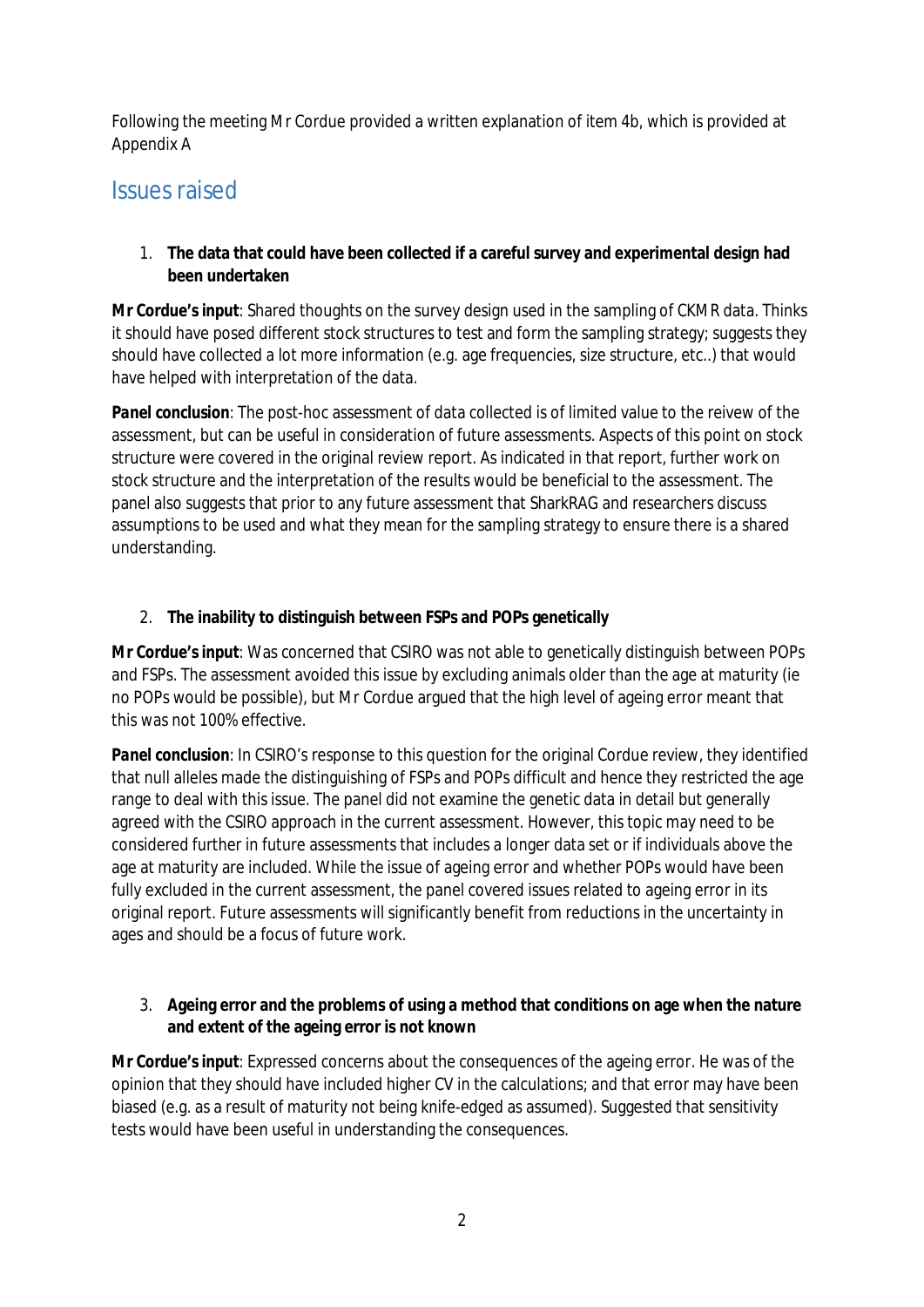Following the meeting Mr Cordue provided a written explanation of item 4b, which is provided at Appendix A

## Issues raised

1. **The data that could have been collected if a careful survey and experimental design had been undertaken**

***Mr Cordue's input***: Shared thoughts on the survey design used in the sampling of CKMR data. Thinks it should have posed different stock structures to test and form the sampling strategy; suggests they should have collected a lot more information (e.g. age frequencies, size structure, etc..) that would have helped with interpretation of the data.

***Panel conclusion***: The post-hoc assessment of data collected is of limited value to the reivew of the assessment, but can be useful in consideration of future assessments. Aspects of this point on stock structure were covered in the original review report. As indicated in that report, further work on stock structure and the interpretation of the results would be beneficial to the assessment. The panel also suggests that prior to any future assessment that SharkRAG and researchers discuss assumptions to be used and what they mean for the sampling strategy to ensure there is a shared understanding.

2. **The inability to distinguish between FSPs and POPs genetically**

***Mr Cordue's input***: Was concerned that CSIRO was not able to genetically distinguish between POPs and FSPs. The assessment avoided this issue by excluding animals older than the age at maturity (ie no POPs would be possible), but Mr Cordue argued that the high level of ageing error meant that this was not 100% effective.

***Panel conclusion***: In CSIRO's response to this question for the original Cordue review, they identified that null alleles made the distinguishing of FSPs and POPs difficult and hence they restricted the age range to deal with this issue. The panel did not examine the genetic data in detail but generally agreed with the CSIRO approach in the current assessment. However, this topic may need to be considered further in future assessments that includes a longer data set or if individuals above the age at maturity are included. While the issue of ageing error and whether POPs would have been fully excluded in the current assessment, the panel covered issues related to ageing error in its original report. Future assessments will significantly benefit from reductions in the uncertainty in ages and should be a focus of future work.

3. **Ageing error and the problems of using a method that conditions on age when the nature and extent of the ageing error is not known**

***Mr Cordue's input***: Expressed concerns about the consequences of the ageing error. He was of the opinion that they should have included higher CV in the calculations; and that error may have been biased (e.g. as a result of maturity not being knife-edged as assumed). Suggested that sensitivity tests would have been useful in understanding the consequences.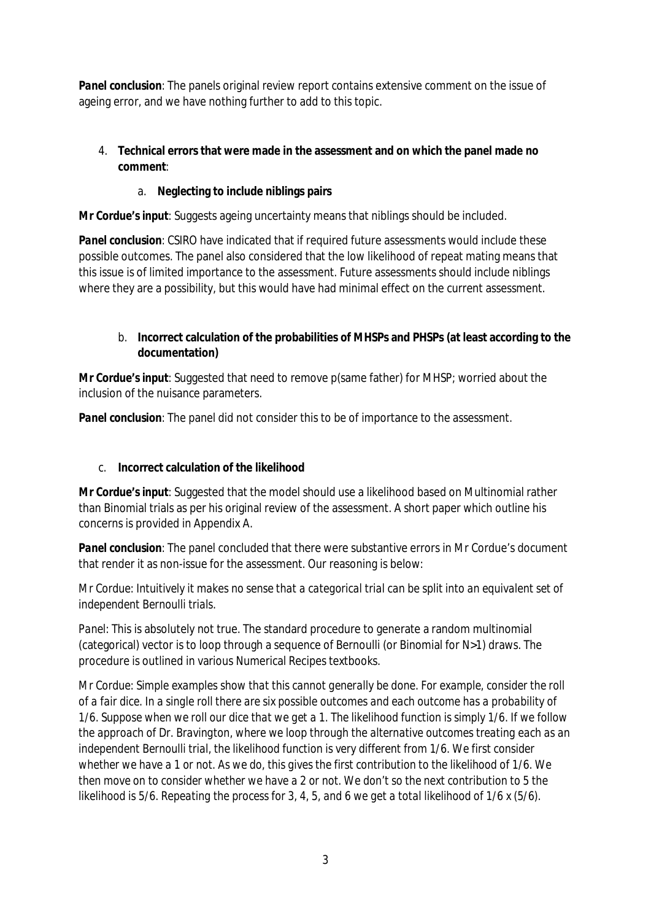**Panel conclusion**: The panels original review report contains extensive comment on the issue of ageing error, and we have nothing further to add to this topic.

4. **Technical errors that were made in the assessment and on which the panel made no comment**:

    a. **Neglecting to include niblings pairs**

**Mr Cordue's input**: Suggests ageing uncertainty means that niblings should be included.

**Panel conclusion**: CSIRO have indicated that if required future assessments would include these possible outcomes. The panel also considered that the low likelihood of repeat mating means that this issue is of limited importance to the assessment. Future assessments should include niblings where they are a possibility, but this would have had minimal effect on the current assessment.

    b. **Incorrect calculation of the probabilities of MHSPs and PHSPs (at least according to the documentation)**

**Mr Cordue's input**: Suggested that need to remove p(same father) for MHSP; worried about the inclusion of the nuisance parameters.

**Panel conclusion**: The panel did not consider this to be of importance to the assessment.

    c. **Incorrect calculation of the likelihood**

**Mr Cordue's input**: Suggested that the model should use a likelihood based on Multinomial rather than Binomial trials as per his original review of the assessment. A short paper which outline his concerns is provided in Appendix A.

**Panel conclusion**: The panel concluded that there were substantive errors in Mr Cordue's document that render it as non-issue for the assessment. Our reasoning is below:

*Mr Cordue: Intuitively it makes no sense that a categorical trial can be split into an equivalent set of independent Bernoulli trials.*

*Panel: This is absolutely not true. The standard procedure to generate a random multinomial (categorical) vector is to loop through a sequence of Bernoulli (or Binomial for N>1) draws. The procedure is outlined in various Numerical Recipes textbooks.*

*Mr Cordue: Simple examples show that this cannot generally be done. For example, consider the roll of a fair dice. In a single roll there are six possible outcomes and each outcome has a probability of 1/6. Suppose when we roll our dice that we get a 1. The likelihood function is simply 1/6. If we follow the approach of Dr. Bravington, where we loop through the alternative outcomes treating each as an independent Bernoulli trial, the likelihood function is very different from 1/6. We first consider whether we have a 1 or not. As we do, this gives the first contribution to the likelihood of 1/6. We then move on to consider whether we have a 2 or not. We don't so the next contribution to 5 the likelihood is 5/6. Repeating the process for 3, 4, 5, and 6 we get a total likelihood of 1/6 x (5/6).*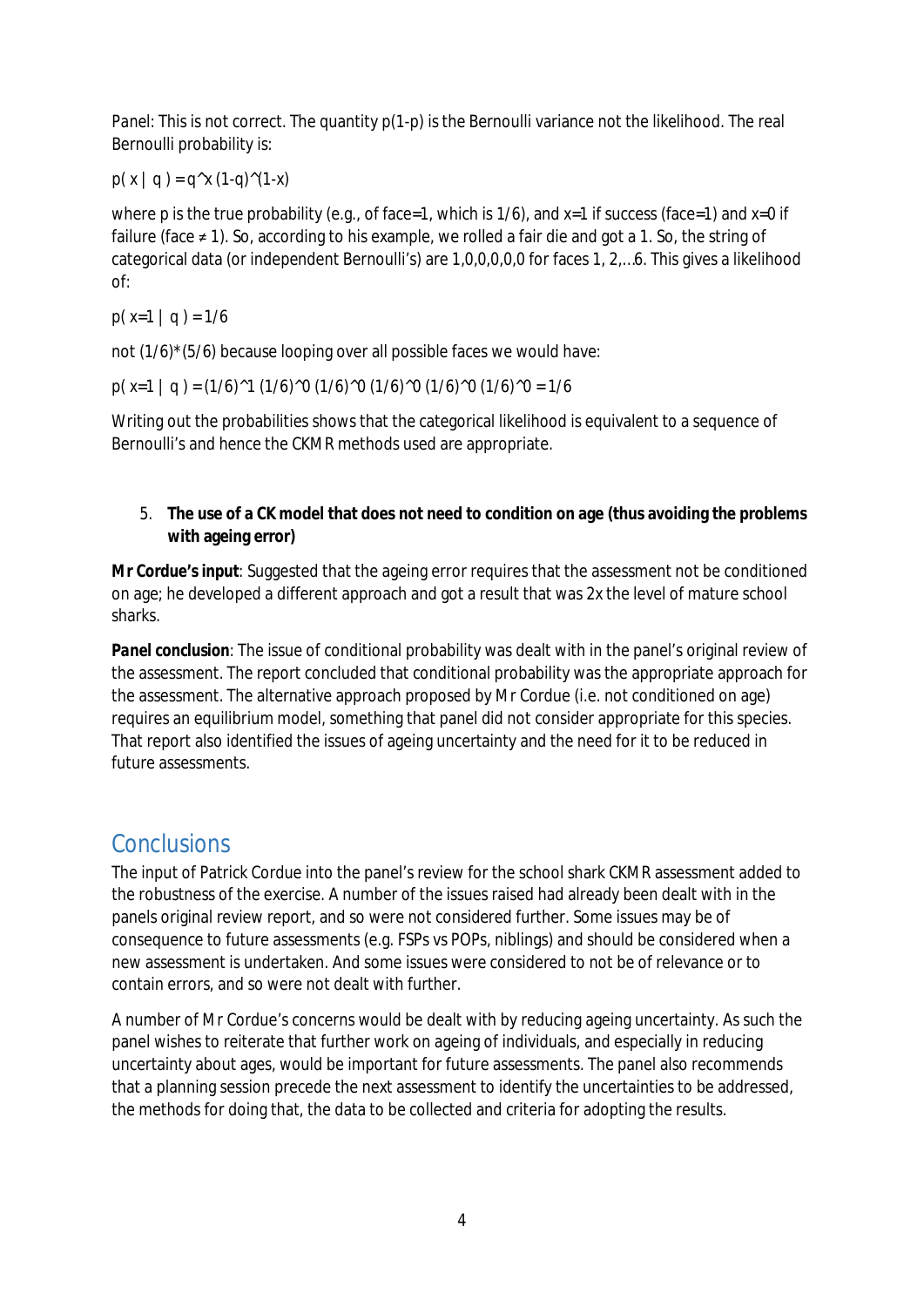*Panel*: This is not correct. The quantity $p(1-p)$ is the Bernoulli variance not the likelihood. The real Bernoulli probability is:

$p(x \mid q) = q^x (1-q)^{(1-x)}$

where p is the true probability (e.g., of face=1, which is 1/6), and x=1 if success (face=1) and x=0 if failure (face ≠ 1). So, according to his example, we rolled a fair die and got a 1. So, the string of categorical data (or independent Bernoulli's) are 1,0,0,0,0,0 for faces 1, 2,…6. This gives a likelihood of:

$p(x=1 \mid q) = 1/6$

not (1/6)*(5/6) because looping over all possible faces we would have:

$p(x=1 \mid q) = (1/6)^1 (1/6)^0 (1/6)^0 (1/6)^0 (1/6)^0 (1/6)^0 = 1/6$

Writing out the probabilities shows that the categorical likelihood is equivalent to a sequence of Bernoulli's and hence the CKMR methods used are appropriate.

5. **The use of a CK model that does not need to condition on age (thus avoiding the problems with ageing error)**

**Mr Cordue's input**: Suggested that the ageing error requires that the assessment not be conditioned on age; he developed a different approach and got a result that was 2x the level of mature school sharks.

***Panel conclusion***: The issue of conditional probability was dealt with in the panel's original review of the assessment. The report concluded that conditional probability was the appropriate approach for the assessment. The alternative approach proposed by Mr Cordue (i.e. not conditioned on age) requires an equilibrium model, something that panel did not consider appropriate for this species. That report also identified the issues of ageing uncertainty and the need for it to be reduced in future assessments.

## Conclusions

The input of Patrick Cordue into the panel's review for the school shark CKMR assessment added to the robustness of the exercise. A number of the issues raised had already been dealt with in the panels original review report, and so were not considered further. Some issues may be of consequence to future assessments (e.g. FSPs vs POPs, niblings) and should be considered when a new assessment is undertaken. And some issues were considered to not be of relevance or to contain errors, and so were not dealt with further.

A number of Mr Cordue's concerns would be dealt with by reducing ageing uncertainty. As such the panel wishes to reiterate that further work on ageing of individuals, and especially in reducing uncertainty about ages, would be important for future assessments. The panel also recommends that a planning session precede the next assessment to identify the uncertainties to be addressed, the methods for doing that, the data to be collected and criteria for adopting the results.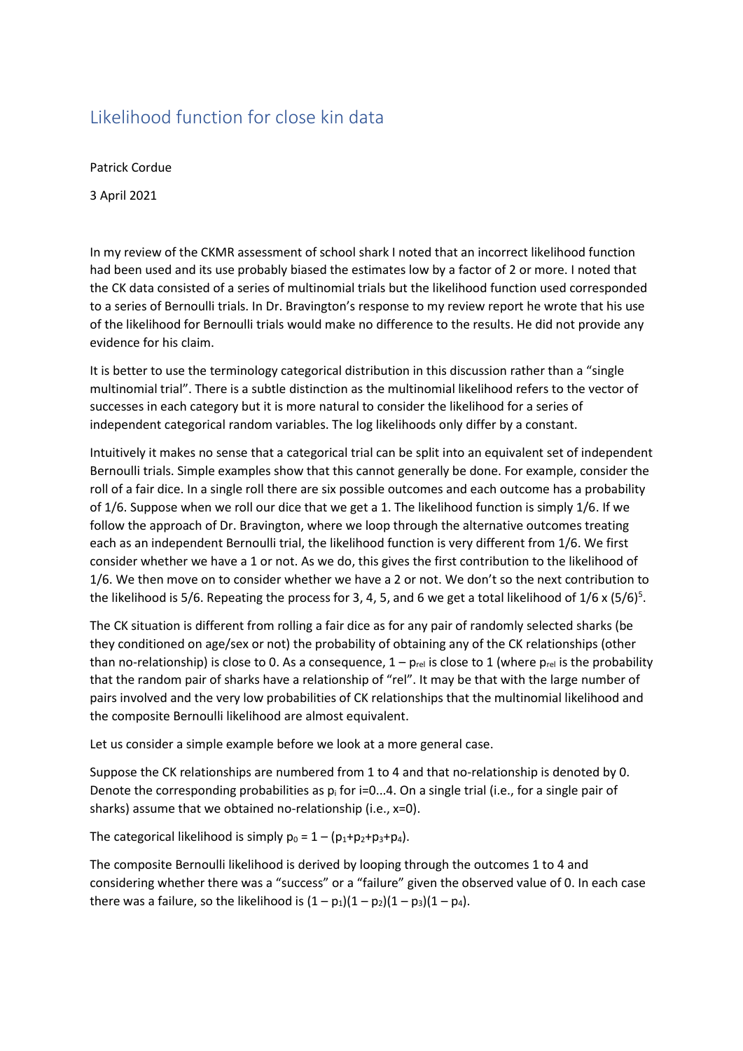# Likelihood function for close kin data

Patrick Cordue

3 April 2021

In my review of the CKMR assessment of school shark I noted that an incorrect likelihood function had been used and its use probably biased the estimates low by a factor of 2 or more. I noted that the CK data consisted of a series of multinomial trials but the likelihood function used corresponded to a series of Bernoulli trials. In Dr. Bravington's response to my review report he wrote that his use of the likelihood for Bernoulli trials would make no difference to the results. He did not provide any evidence for his claim.

It is better to use the terminology categorical distribution in this discussion rather than a "single multinomial trial". There is a subtle distinction as the multinomial likelihood refers to the vector of successes in each category but it is more natural to consider the likelihood for a series of independent categorical random variables. The log likelihoods only differ by a constant.

Intuitively it makes no sense that a categorical trial can be split into an equivalent set of independent Bernoulli trials. Simple examples show that this cannot generally be done. For example, consider the roll of a fair dice. In a single roll there are six possible outcomes and each outcome has a probability of 1/6. Suppose when we roll our dice that we get a 1. The likelihood function is simply 1/6. If we follow the approach of Dr. Bravington, where we loop through the alternative outcomes treating each as an independent Bernoulli trial, the likelihood function is very different from 1/6. We first consider whether we have a 1 or not. As we do, this gives the first contribution to the likelihood of 1/6. We then move on to consider whether we have a 2 or not. We don't so the next contribution to the likelihood is 5/6. Repeating the process for 3, 4, 5, and 6 we get a total likelihood of $1/6 \times (5/6)^5$.

The CK situation is different from rolling a fair dice as for any pair of randomly selected sharks (be they conditioned on age/sex or not) the probability of obtaining any of the CK relationships (other than no-relationship) is close to 0. As a consequence, $1 - p_{rel}$ is close to 1 (where $p_{rel}$ is the probability that the random pair of sharks have a relationship of "rel". It may be that with the large number of pairs involved and the very low probabilities of CK relationships that the multinomial likelihood and the composite Bernoulli likelihood are almost equivalent.

Let us consider a simple example before we look at a more general case.

Suppose the CK relationships are numbered from 1 to 4 and that no-relationship is denoted by 0. Denote the corresponding probabilities as $p_i$ for i=0...4. On a single trial (i.e., for a single pair of sharks) assume that we obtained no-relationship (i.e., x=0).

The categorical likelihood is simply $p_0 = 1 - (p_1+p_2+p_3+p_4)$.

The composite Bernoulli likelihood is derived by looping through the outcomes 1 to 4 and considering whether there was a "success" or a "failure" given the observed value of 0. In each case there was a failure, so the likelihood is $(1 - p_1)(1 - p_2)(1 - p_3)(1 - p_4)$.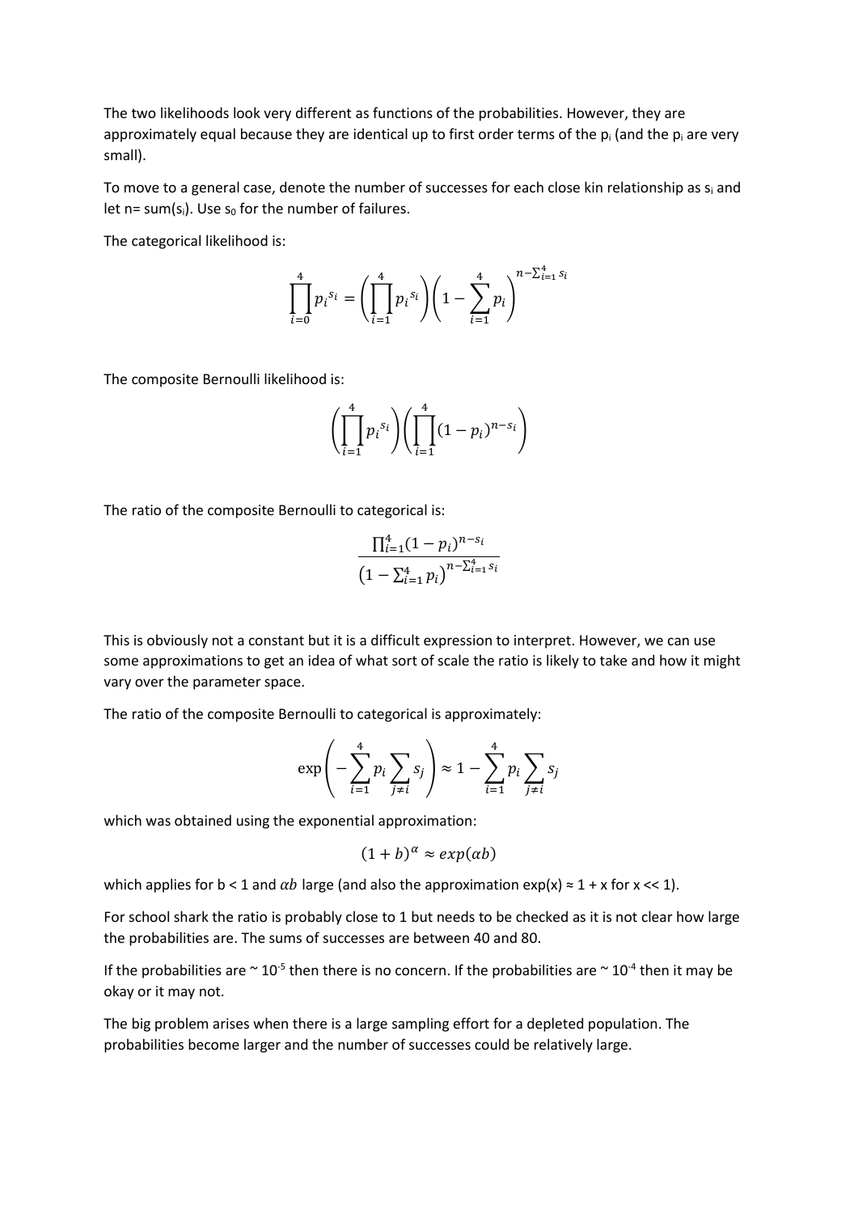The two likelihoods look very different as functions of the probabilities. However, they are approximately equal because they are identical up to first order terms of the $p_i$ (and the $p_i$ are very small).

To move to a general case, denote the number of successes for each close kin relationship as $s_i$ and let n= sum($s_i$). Use $s_0$ for the number of failures.

The categorical likelihood is:

$$\prod_{i=0}^{4} p_i^{s_i} = \left(\prod_{i=1}^{4} p_i^{s_i}\right)\left(1 - \sum_{i=1}^{4} p_i\right)^{n - \sum_{i=1}^{4} s_i}$$

The composite Bernoulli likelihood is:

$$\left(\prod_{i=1}^{4} p_i^{s_i}\right)\left(\prod_{i=1}^{4} (1 - p_i)^{n - s_i}\right)$$

The ratio of the composite Bernoulli to categorical is:

$$\frac{\prod_{i=1}^{4} (1 - p_i)^{n - s_i}}{\left(1 - \sum_{i=1}^{4} p_i\right)^{n - \sum_{i=1}^{4} s_i}}$$

This is obviously not a constant but it is a difficult expression to interpret. However, we can use some approximations to get an idea of what sort of scale the ratio is likely to take and how it might vary over the parameter space.

The ratio of the composite Bernoulli to categorical is approximately:

$$\exp\left(-\sum_{i=1}^{4} p_i \sum_{j \neq i} s_j\right) \approx 1 - \sum_{i=1}^{4} p_i \sum_{j \neq i} s_j$$

which was obtained using the exponential approximation:

$$(1 + b)^{\alpha} \approx exp(\alpha b)$$

which applies for b < 1 and $\alpha b$ large (and also the approximation exp(x) ≈ 1 + x for x << 1).

For school shark the ratio is probably close to 1 but needs to be checked as it is not clear how large the probabilities are. The sums of successes are between 40 and 80.

If the probabilities are ~ $10^{-5}$ then there is no concern. If the probabilities are ~ $10^{-4}$ then it may be okay or it may not.

The big problem arises when there is a large sampling effort for a depleted population. The probabilities become larger and the number of successes could be relatively large.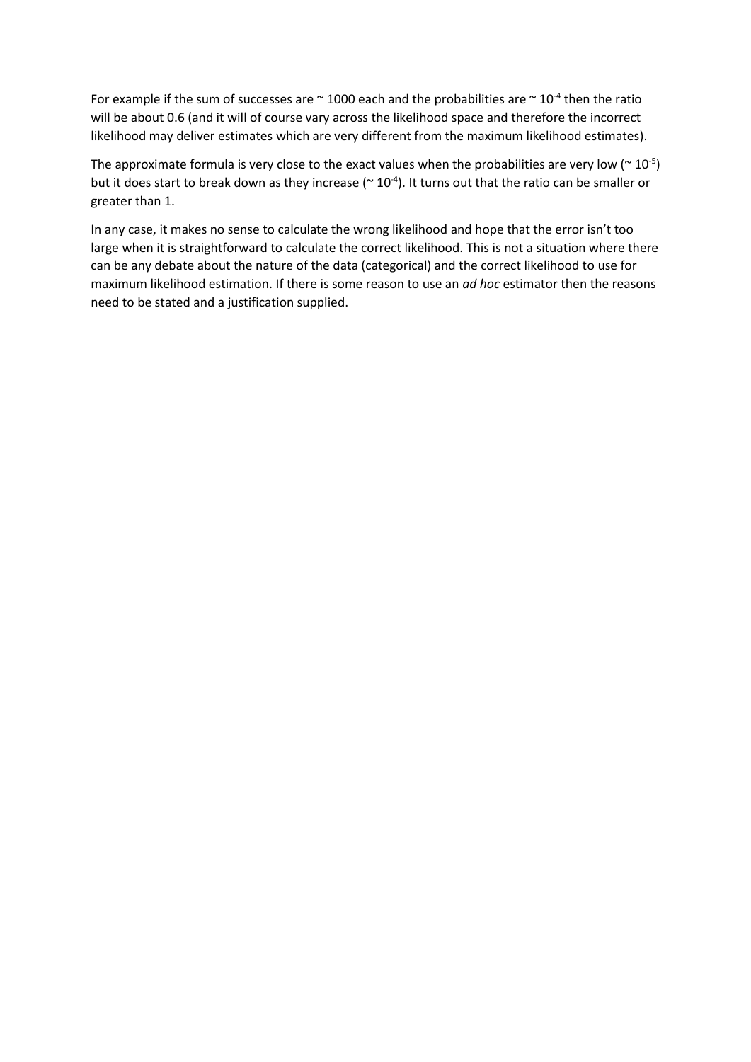For example if the sum of successes are ~ 1000 each and the probabilities are ~ $10^{-4}$ then the ratio will be about 0.6 (and it will of course vary across the likelihood space and therefore the incorrect likelihood may deliver estimates which are very different from the maximum likelihood estimates).

The approximate formula is very close to the exact values when the probabilities are very low (~ $10^{-5}$) but it does start to break down as they increase (~ $10^{-4}$). It turns out that the ratio can be smaller or greater than 1.

In any case, it makes no sense to calculate the wrong likelihood and hope that the error isn't too large when it is straightforward to calculate the correct likelihood. This is not a situation where there can be any debate about the nature of the data (categorical) and the correct likelihood to use for maximum likelihood estimation. If there is some reason to use an *ad hoc* estimator then the reasons need to be stated and a justification supplied.